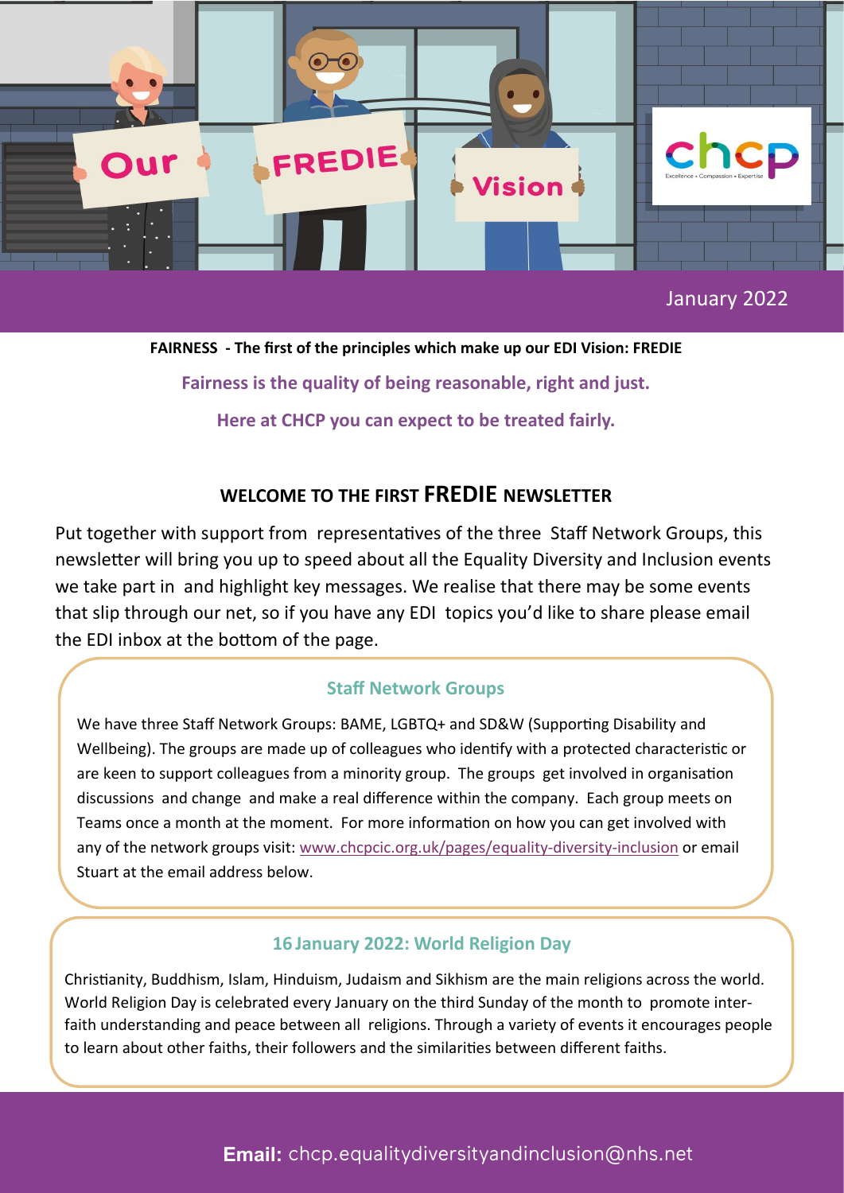Our FREDIE Vision

chcp
Excellence • Compassion • Expertise

January 2022

**FAIRNESS - The first of the principles which make up our EDI Vision: FREDIE**

**Fairness is the quality of being reasonable, right and just.**

**Here at CHCP you can expect to be treated fairly.**

## WELCOME TO THE FIRST FREDIE NEWSLETTER

Put together with support from representatives of the three Staff Network Groups, this newsletter will bring you up to speed about all the Equality Diversity and Inclusion events we take part in and highlight key messages. We realise that there may be some events that slip through our net, so if you have any EDI topics you'd like to share please email the EDI inbox at the bottom of the page.

### Staff Network Groups

We have three Staff Network Groups: BAME, LGBTQ+ and SD&W (Supporting Disability and Wellbeing). The groups are made up of colleagues who identify with a protected characteristic or are keen to support colleagues from a minority group. The groups get involved in organisation discussions and change and make a real difference within the company. Each group meets on Teams once a month at the moment. For more information on how you can get involved with any of the network groups visit: www.chcpcic.org.uk/pages/equality-diversity-inclusion or email Stuart at the email address below.

### 16 January 2022: World Religion Day

Christianity, Buddhism, Islam, Hinduism, Judaism and Sikhism are the main religions across the world. World Religion Day is celebrated every January on the third Sunday of the month to promote inter-faith understanding and peace between all religions. Through a variety of events it encourages people to learn about other faiths, their followers and the similarities between different faiths.

**Email:** chcp.equalitydiversityandinclusion@nhs.net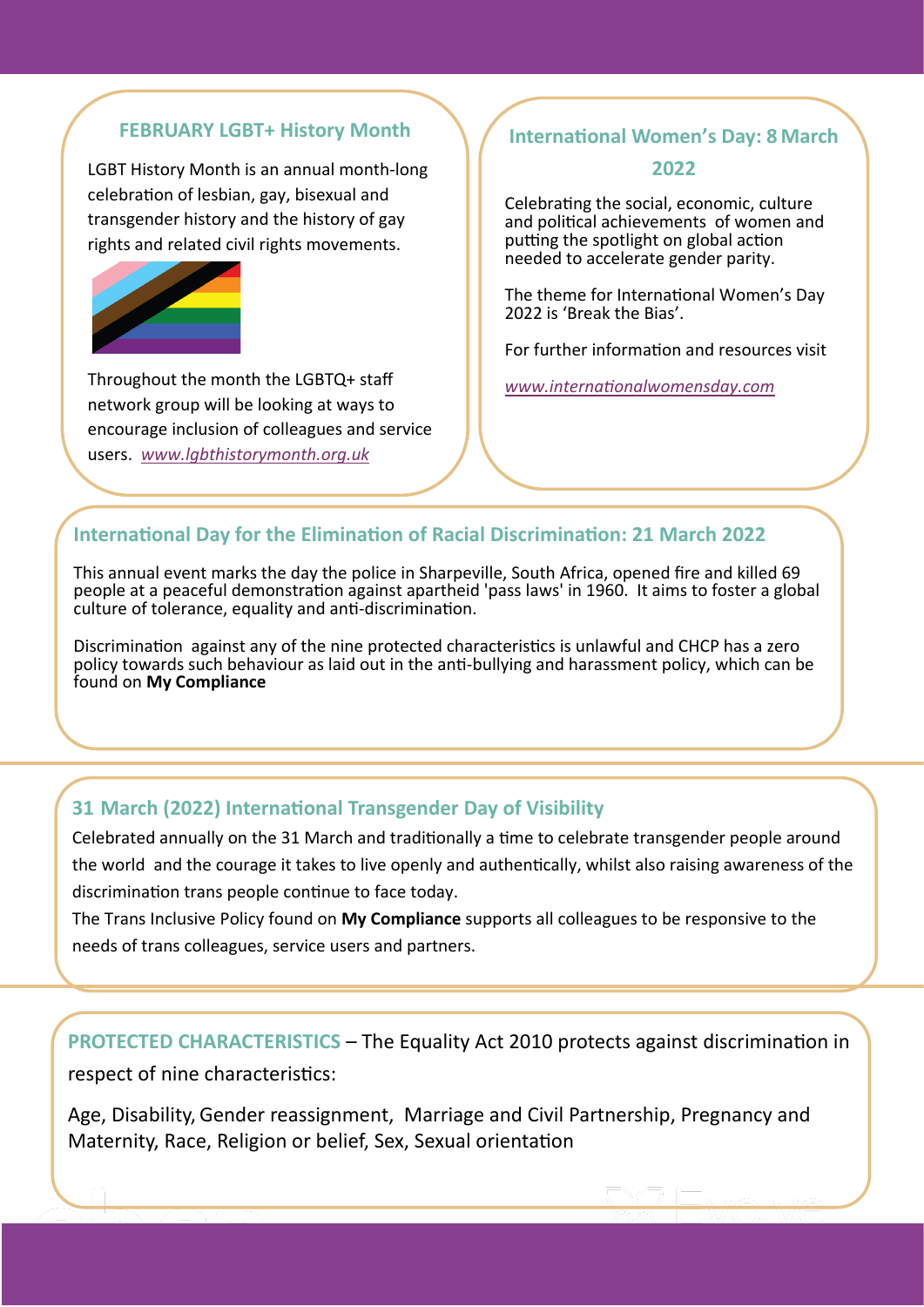## FEBRUARY LGBT+ History Month

LGBT History Month is an annual month-long celebration of lesbian, gay, bisexual and transgender history and the history of gay rights and related civil rights movements.

Throughout the month the LGBTQ+ staff network group will be looking at ways to encourage inclusion of colleagues and service users. *www.lgbthistorymonth.org.uk*

## International Women's Day: 8 March 2022

Celebrating the social, economic, culture and political achievements of women and putting the spotlight on global action needed to accelerate gender parity.

The theme for International Women's Day 2022 is 'Break the Bias'.

For further information and resources visit

*www.internationalwomensday.com*

## International Day for the Elimination of Racial Discrimination: 21 March 2022

This annual event marks the day the police in Sharpeville, South Africa, opened fire and killed 69 people at a peaceful demonstration against apartheid 'pass laws' in 1960. It aims to foster a global culture of tolerance, equality and anti-discrimination.

Discrimination against any of the nine protected characteristics is unlawful and CHCP has a zero policy towards such behaviour as laid out in the anti-bullying and harassment policy, which can be found on **My Compliance**

## 31 March (2022) International Transgender Day of Visibility

Celebrated annually on the 31 March and traditionally a time to celebrate transgender people around the world and the courage it takes to live openly and authentically, whilst also raising awareness of the discrimination trans people continue to face today.

The Trans Inclusive Policy found on **My Compliance** supports all colleagues to be responsive to the needs of trans colleagues, service users and partners.

**PROTECTED CHARACTERISTICS** – The Equality Act 2010 protects against discrimination in respect of nine characteristics:

Age, Disability, Gender reassignment, Marriage and Civil Partnership, Pregnancy and Maternity, Race, Religion or belief, Sex, Sexual orientation